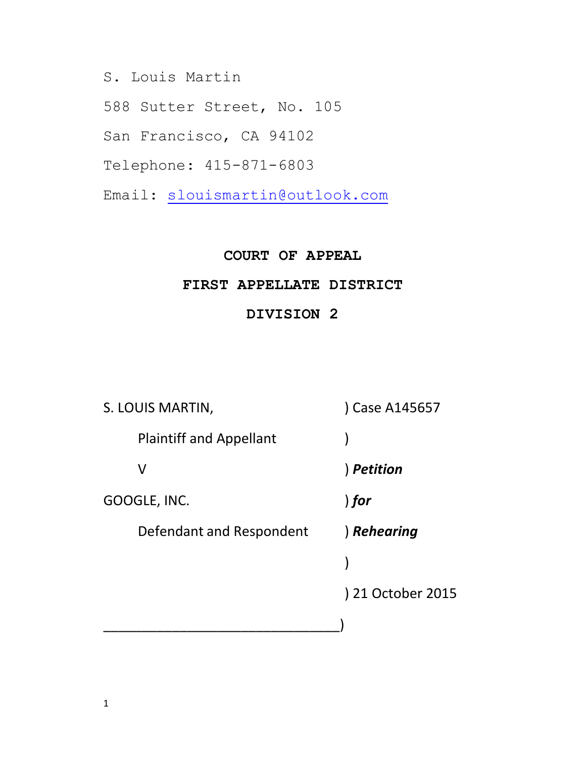S. Louis Martin

588 Sutter Street, No. 105

San Francisco, CA 94102

Telephone: 415-871-6803

Email: slouismartin@outlook.com

**COURT OF APPEAL**

**FIRST APPELLATE DISTRICT**

**DIVISION 2**

| | |
|---|---|
| S. LOUIS MARTIN, | ) Case A145657 |
| Plaintiff and Appellant | ) |
| V | ) ***Petition*** |
| GOOGLE, INC. | ) ***for*** |
| Defendant and Respondent | ) ***Rehearing*** |
| | ) |
| | ) 21 October 2015 |
| ______________________________ | ) |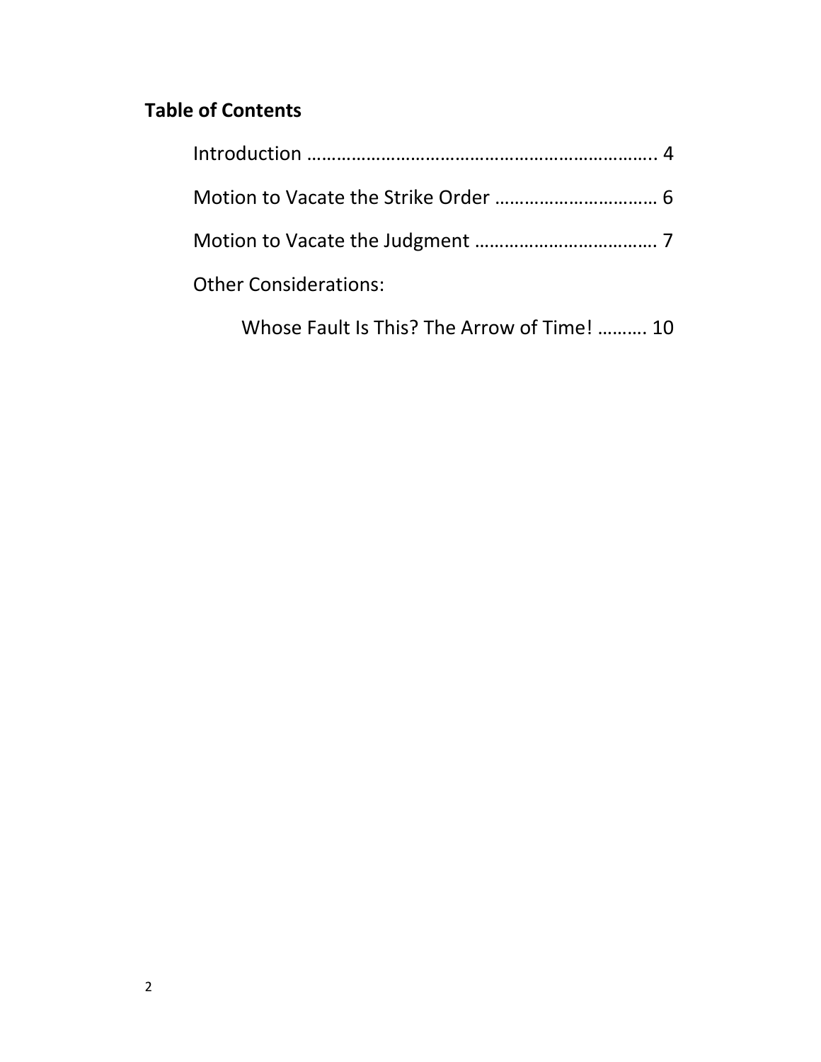## Table of Contents

Introduction ………………………………………………………….. 4

Motion to Vacate the Strike Order …………………………… 6

Motion to Vacate the Judgment ………………………………. 7

Other Considerations:

  Whose Fault Is This? The Arrow of Time! ………. 10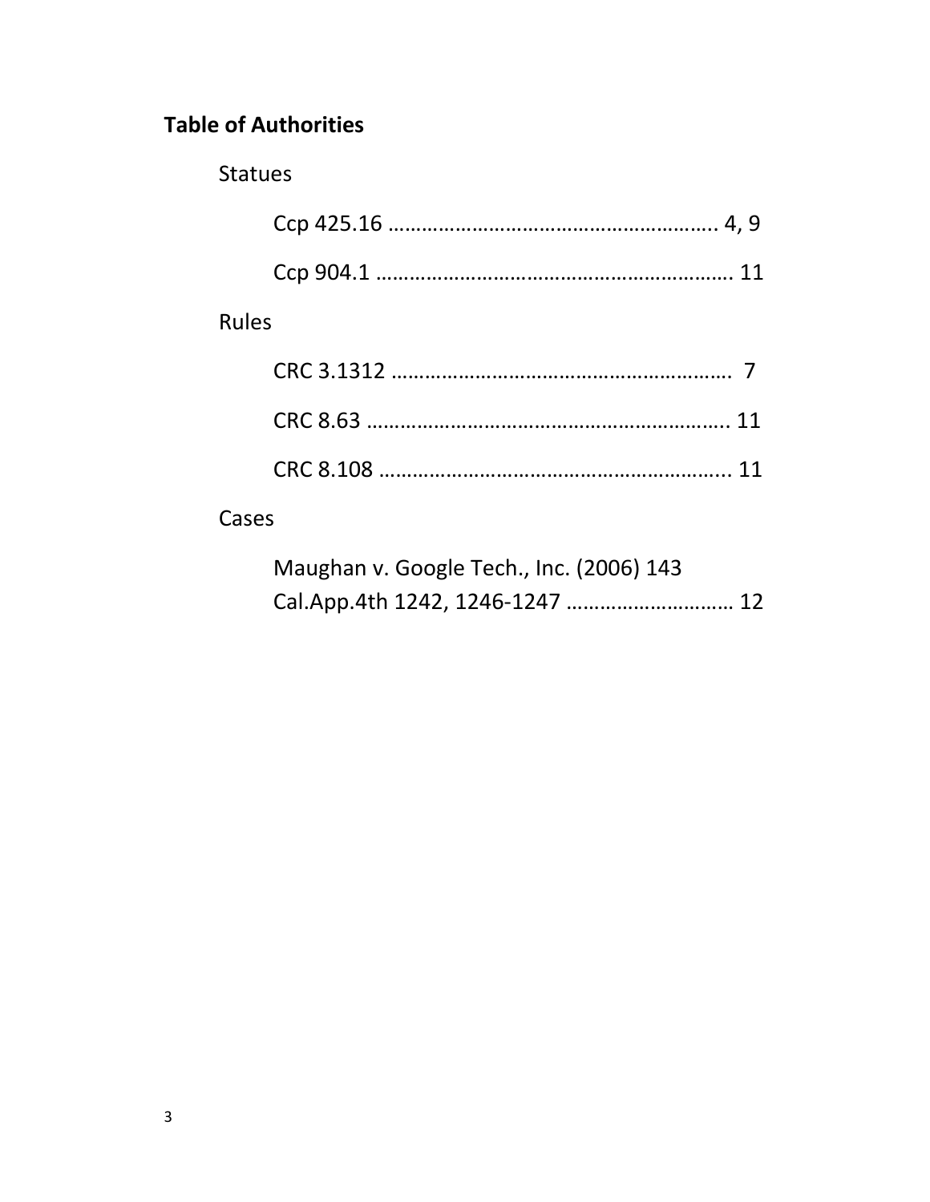**Table of Authorities**

Statues

Ccp 425.16 …………………………………………………. 4, 9

Ccp 904.1 ……………………………………………………. 11

Rules

CRC 3.1312 ………………………………………………….  7

CRC 8.63 ……………………………………………………... 11

CRC 8.108 …………………………………………………... 11

Cases

Maughan v. Google Tech., Inc. (2006) 143 Cal.App.4th 1242, 1246-1247 ………………………… 12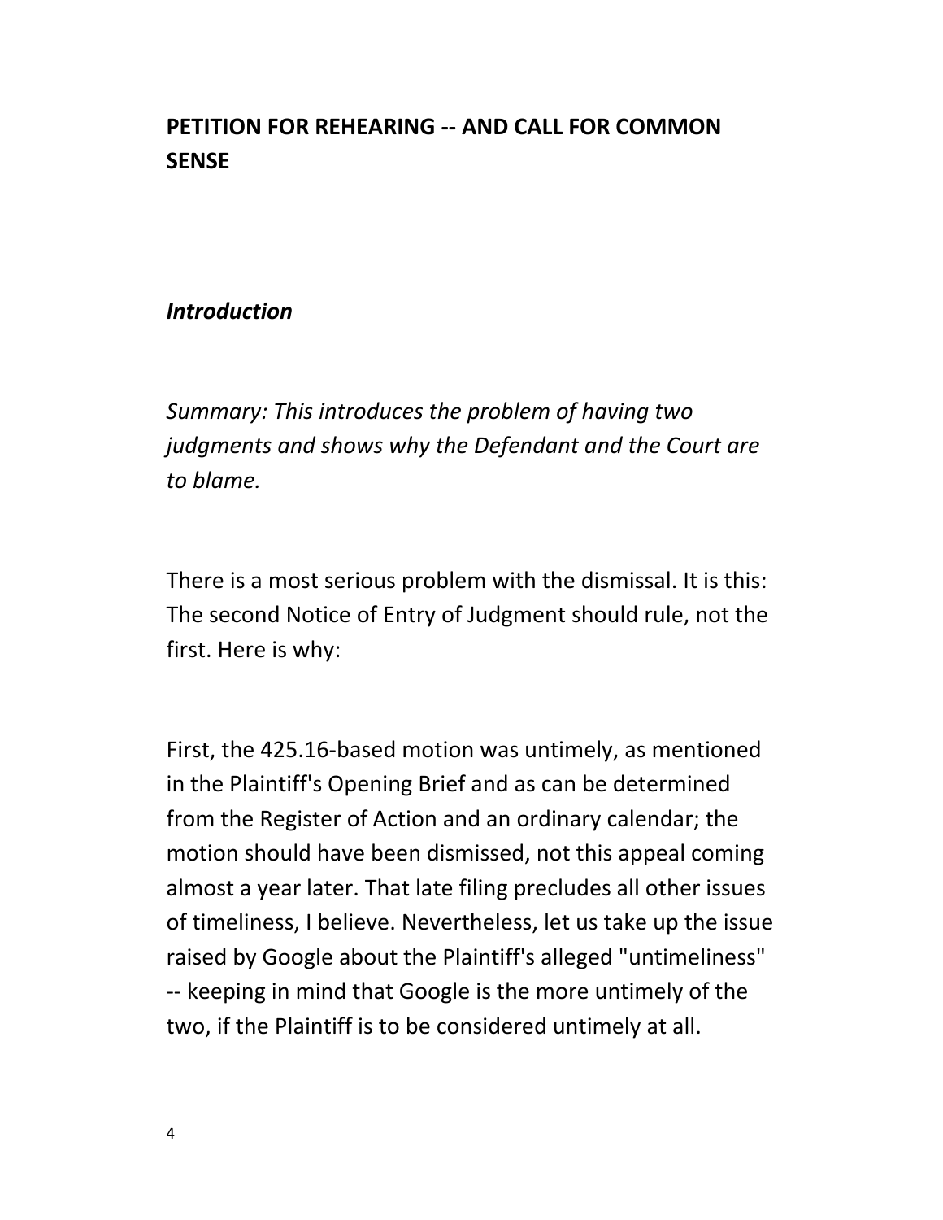## PETITION FOR REHEARING -- AND CALL FOR COMMON SENSE

### *Introduction*

*Summary: This introduces the problem of having two judgments and shows why the Defendant and the Court are to blame.*

There is a most serious problem with the dismissal. It is this: The second Notice of Entry of Judgment should rule, not the first. Here is why:

First, the 425.16-based motion was untimely, as mentioned in the Plaintiff's Opening Brief and as can be determined from the Register of Action and an ordinary calendar; the motion should have been dismissed, not this appeal coming almost a year later. That late filing precludes all other issues of timeliness, I believe. Nevertheless, let us take up the issue raised by Google about the Plaintiff's alleged "untimeliness" -- keeping in mind that Google is the more untimely of the two, if the Plaintiff is to be considered untimely at all.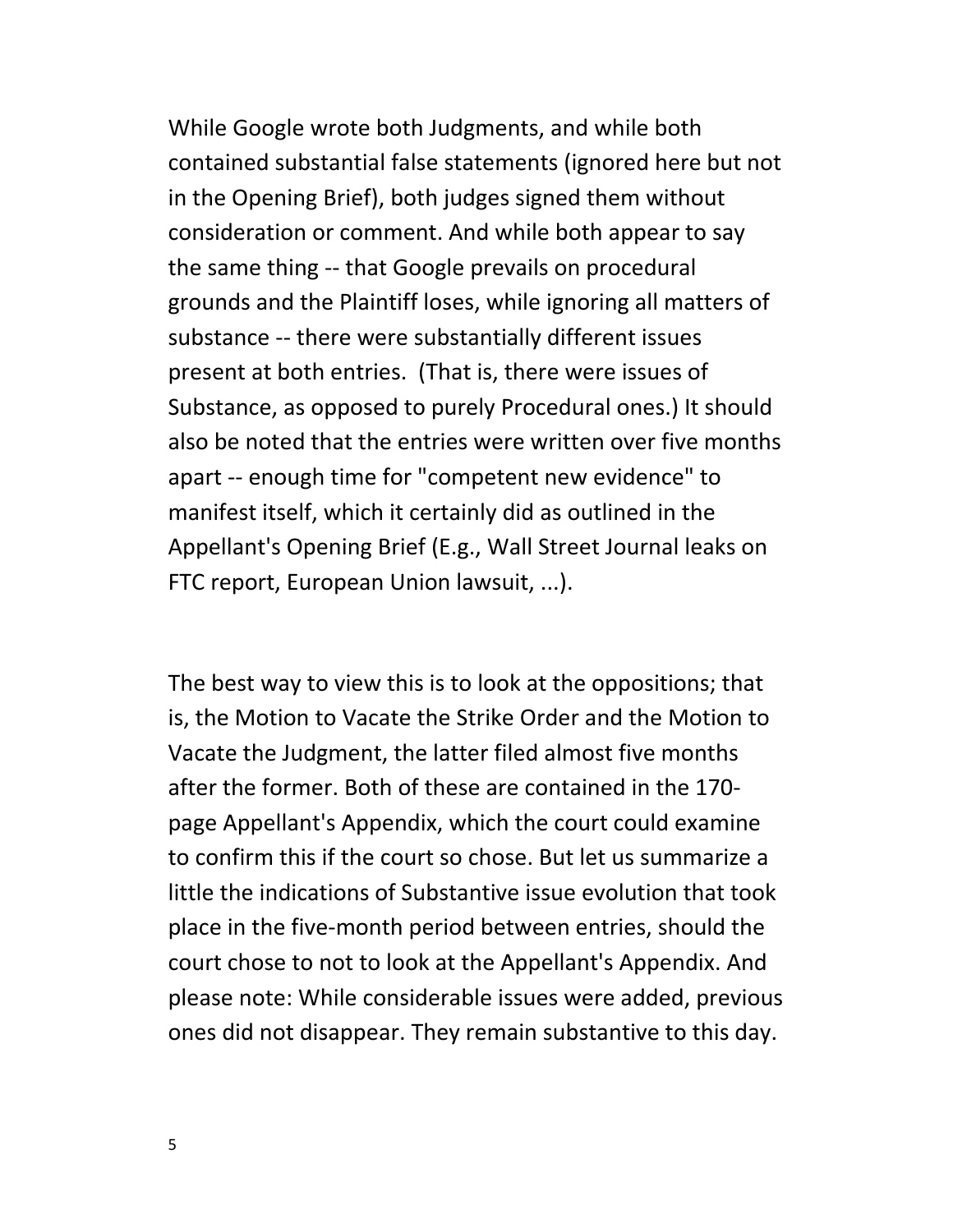While Google wrote both Judgments, and while both contained substantial false statements (ignored here but not in the Opening Brief), both judges signed them without consideration or comment. And while both appear to say the same thing -- that Google prevails on procedural grounds and the Plaintiff loses, while ignoring all matters of substance -- there were substantially different issues present at both entries. (That is, there were issues of Substance, as opposed to purely Procedural ones.) It should also be noted that the entries were written over five months apart -- enough time for "competent new evidence" to manifest itself, which it certainly did as outlined in the Appellant's Opening Brief (E.g., Wall Street Journal leaks on FTC report, European Union lawsuit, ...).

The best way to view this is to look at the oppositions; that is, the Motion to Vacate the Strike Order and the Motion to Vacate the Judgment, the latter filed almost five months after the former. Both of these are contained in the 170-page Appellant's Appendix, which the court could examine to confirm this if the court so chose. But let us summarize a little the indications of Substantive issue evolution that took place in the five-month period between entries, should the court chose to not to look at the Appellant's Appendix. And please note: While considerable issues were added, previous ones did not disappear. They remain substantive to this day.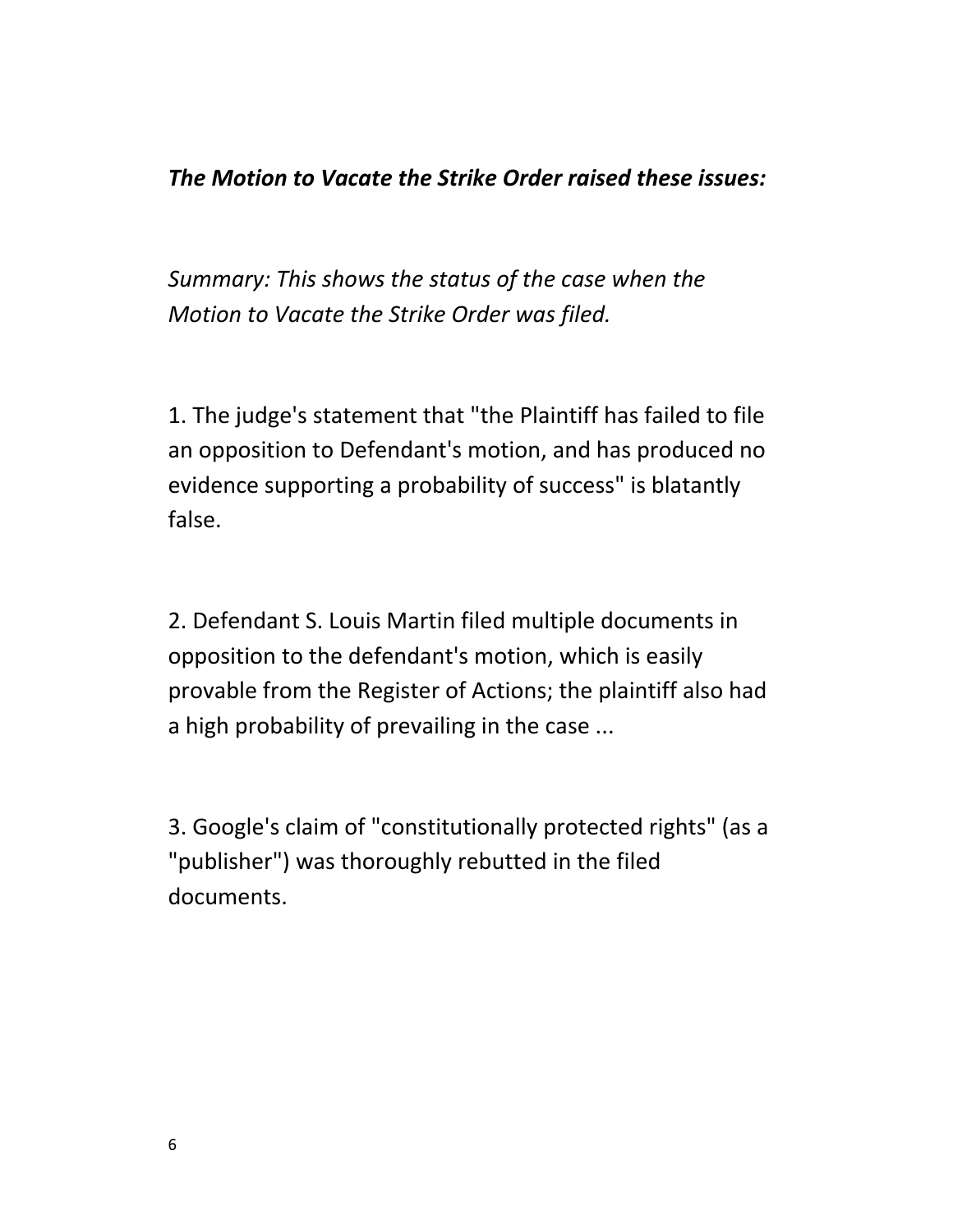***The Motion to Vacate the Strike Order raised these issues:***

*Summary: This shows the status of the case when the Motion to Vacate the Strike Order was filed.*

1. The judge's statement that "the Plaintiff has failed to file an opposition to Defendant's motion, and has produced no evidence supporting a probability of success" is blatantly false.

2. Defendant S. Louis Martin filed multiple documents in opposition to the defendant's motion, which is easily provable from the Register of Actions; the plaintiff also had a high probability of prevailing in the case ...

3. Google's claim of "constitutionally protected rights" (as a "publisher") was thoroughly rebutted in the filed documents.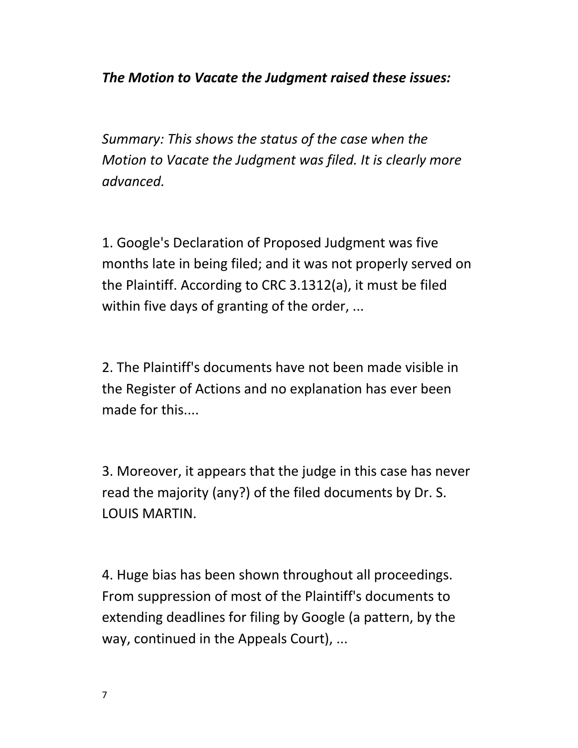***The Motion to Vacate the Judgment raised these issues:***

*Summary: This shows the status of the case when the Motion to Vacate the Judgment was filed. It is clearly more advanced.*

1. Google's Declaration of Proposed Judgment was five months late in being filed; and it was not properly served on the Plaintiff. According to CRC 3.1312(a), it must be filed within five days of granting of the order, ...

2. The Plaintiff's documents have not been made visible in the Register of Actions and no explanation has ever been made for this....

3. Moreover, it appears that the judge in this case has never read the majority (any?) of the filed documents by Dr. S. LOUIS MARTIN.

4. Huge bias has been shown throughout all proceedings. From suppression of most of the Plaintiff's documents to extending deadlines for filing by Google (a pattern, by the way, continued in the Appeals Court), ...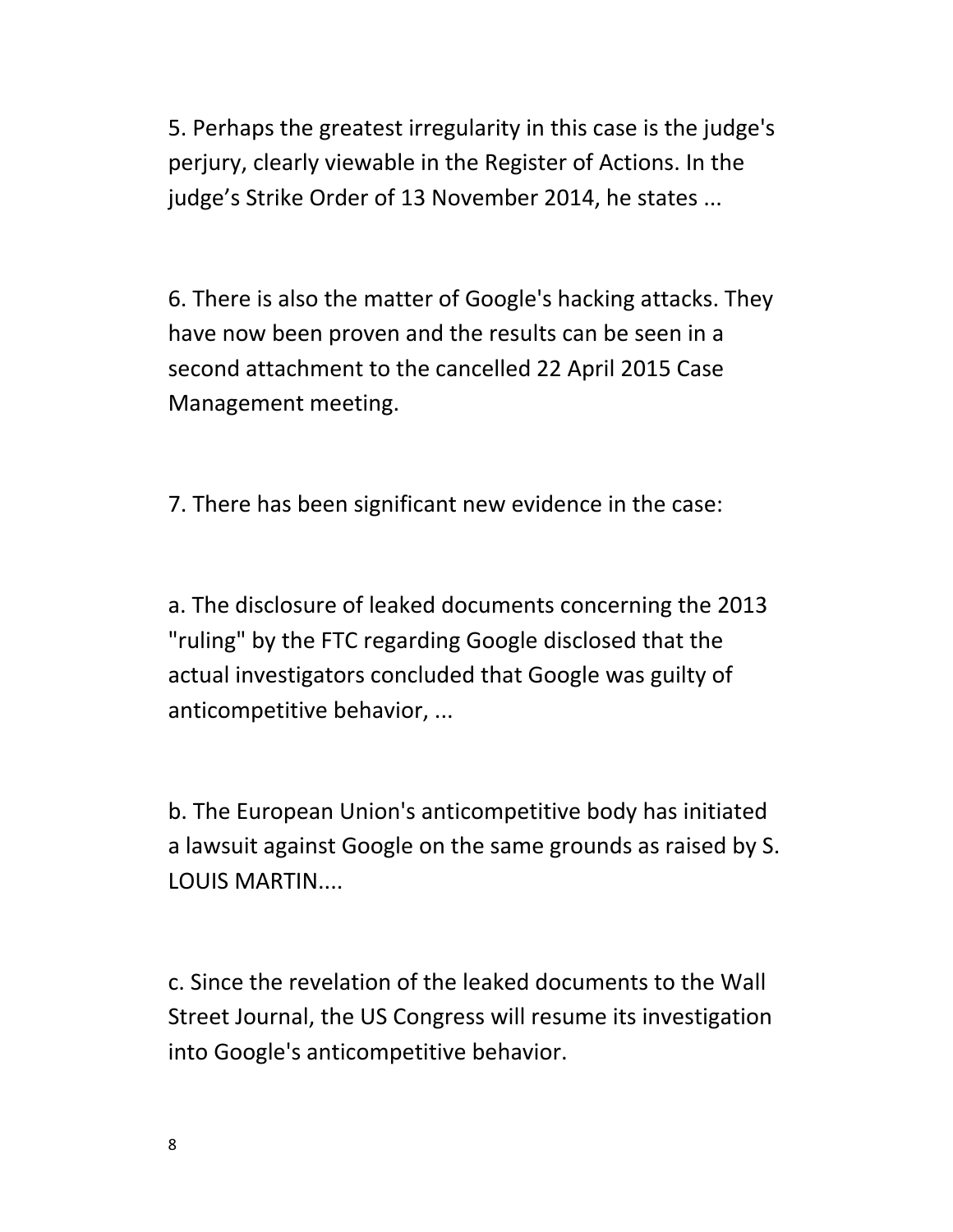5. Perhaps the greatest irregularity in this case is the judge's perjury, clearly viewable in the Register of Actions. In the judge's Strike Order of 13 November 2014, he states ...

6. There is also the matter of Google's hacking attacks. They have now been proven and the results can be seen in a second attachment to the cancelled 22 April 2015 Case Management meeting.

7. There has been significant new evidence in the case:

a. The disclosure of leaked documents concerning the 2013 "ruling" by the FTC regarding Google disclosed that the actual investigators concluded that Google was guilty of anticompetitive behavior, ...

b. The European Union's anticompetitive body has initiated a lawsuit against Google on the same grounds as raised by S. LOUIS MARTIN....

c. Since the revelation of the leaked documents to the Wall Street Journal, the US Congress will resume its investigation into Google's anticompetitive behavior.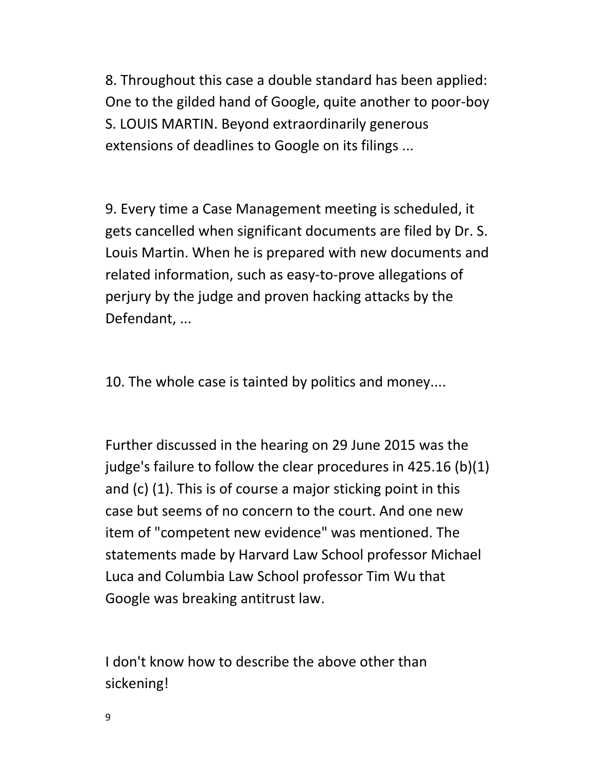8. Throughout this case a double standard has been applied: One to the gilded hand of Google, quite another to poor-boy S. LOUIS MARTIN. Beyond extraordinarily generous extensions of deadlines to Google on its filings ...

9. Every time a Case Management meeting is scheduled, it gets cancelled when significant documents are filed by Dr. S. Louis Martin. When he is prepared with new documents and related information, such as easy-to-prove allegations of perjury by the judge and proven hacking attacks by the Defendant, ...

10. The whole case is tainted by politics and money....

Further discussed in the hearing on 29 June 2015 was the judge's failure to follow the clear procedures in 425.16 (b)(1) and (c) (1). This is of course a major sticking point in this case but seems of no concern to the court. And one new item of "competent new evidence" was mentioned. The statements made by Harvard Law School professor Michael Luca and Columbia Law School professor Tim Wu that Google was breaking antitrust law.

I don't know how to describe the above other than sickening!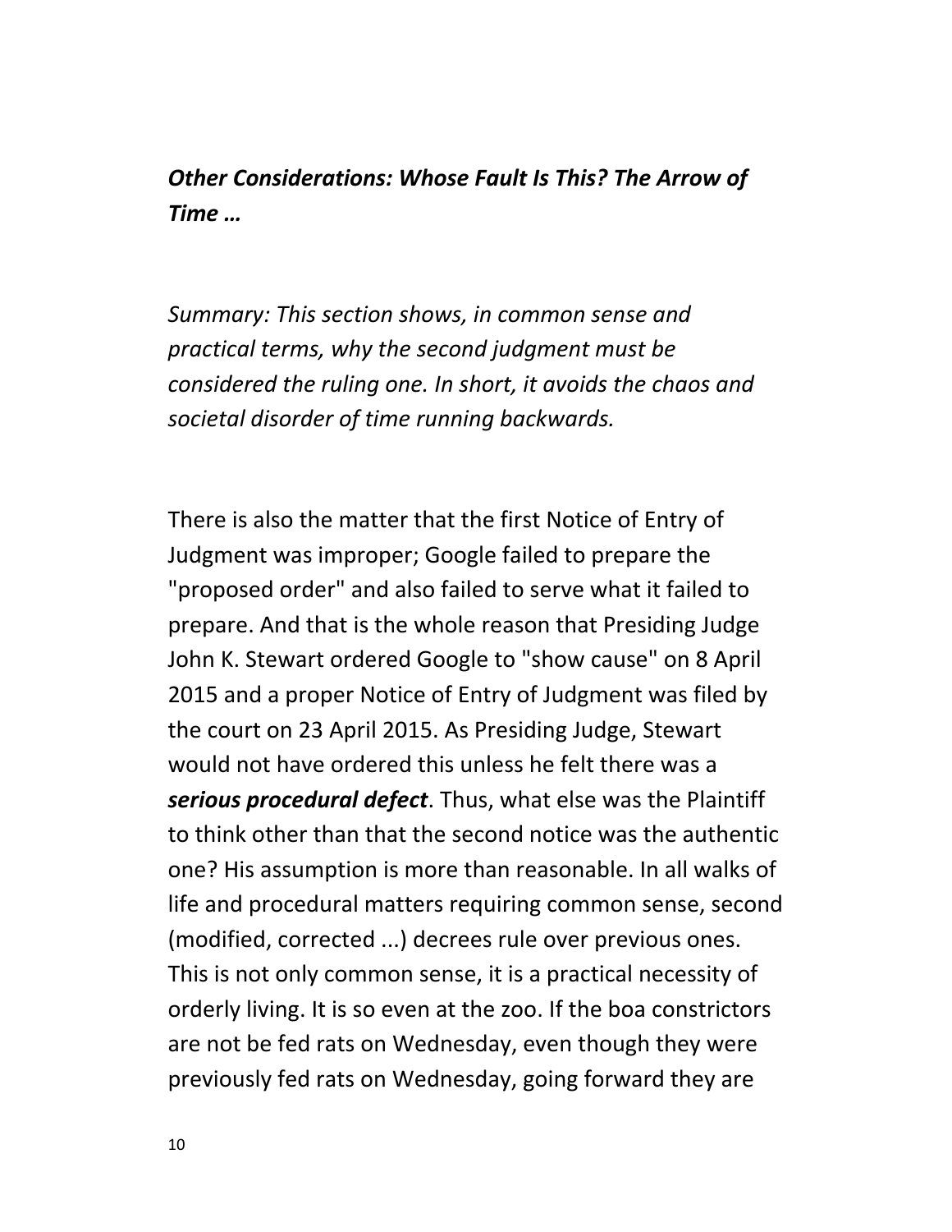## ***Other Considerations: Whose Fault Is This? The Arrow of Time …***

*Summary: This section shows, in common sense and practical terms, why the second judgment must be considered the ruling one. In short, it avoids the chaos and societal disorder of time running backwards.*

There is also the matter that the first Notice of Entry of Judgment was improper; Google failed to prepare the "proposed order" and also failed to serve what it failed to prepare. And that is the whole reason that Presiding Judge John K. Stewart ordered Google to "show cause" on 8 April 2015 and a proper Notice of Entry of Judgment was filed by the court on 23 April 2015. As Presiding Judge, Stewart would not have ordered this unless he felt there was a ***serious procedural defect***. Thus, what else was the Plaintiff to think other than that the second notice was the authentic one? His assumption is more than reasonable. In all walks of life and procedural matters requiring common sense, second (modified, corrected ...) decrees rule over previous ones. This is not only common sense, it is a practical necessity of orderly living. It is so even at the zoo. If the boa constrictors are not be fed rats on Wednesday, even though they were previously fed rats on Wednesday, going forward they are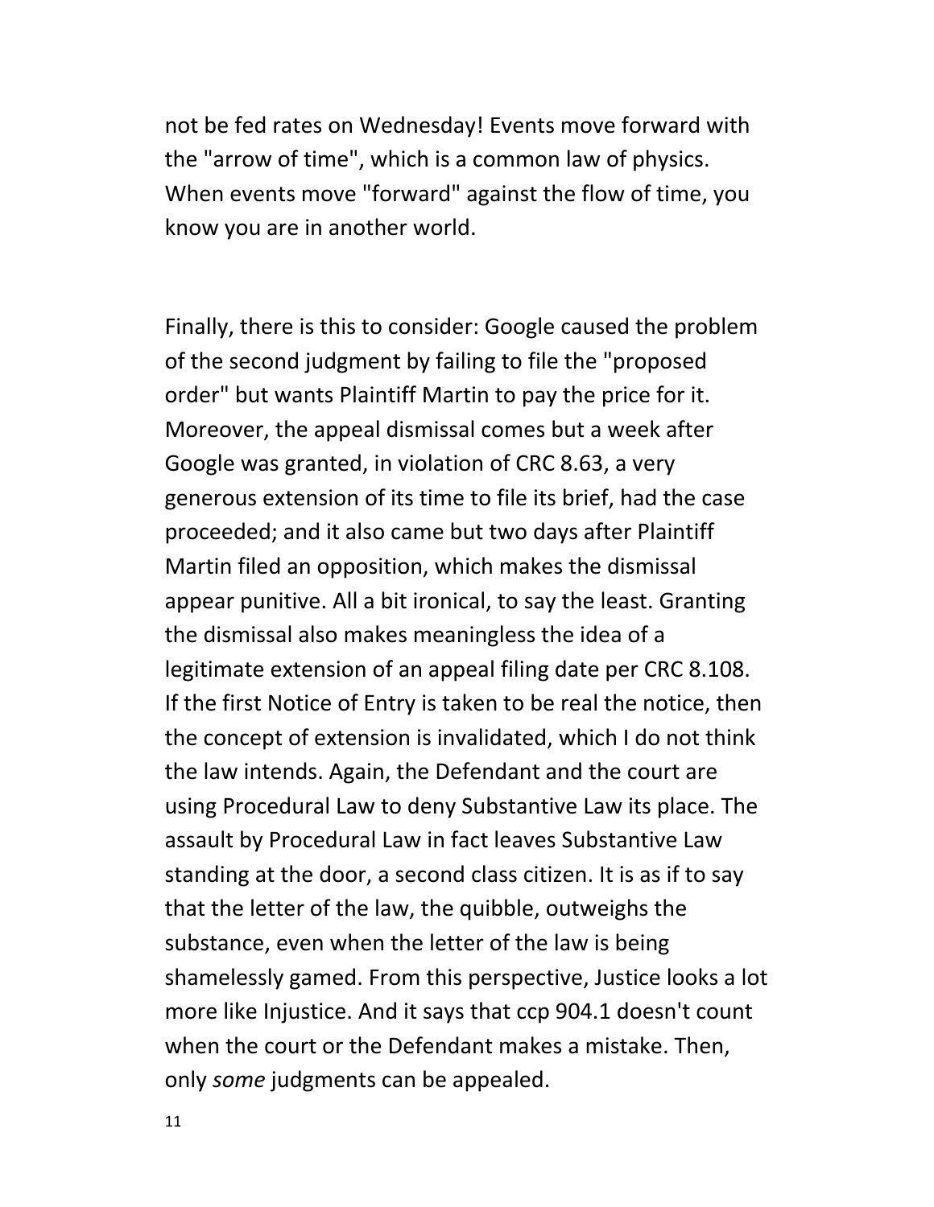not be fed rates on Wednesday! Events move forward with the "arrow of time", which is a common law of physics. When events move "forward" against the flow of time, you know you are in another world.

Finally, there is this to consider: Google caused the problem of the second judgment by failing to file the "proposed order" but wants Plaintiff Martin to pay the price for it. Moreover, the appeal dismissal comes but a week after Google was granted, in violation of CRC 8.63, a very generous extension of its time to file its brief, had the case proceeded; and it also came but two days after Plaintiff Martin filed an opposition, which makes the dismissal appear punitive. All a bit ironical, to say the least. Granting the dismissal also makes meaningless the idea of a legitimate extension of an appeal filing date per CRC 8.108. If the first Notice of Entry is taken to be real the notice, then the concept of extension is invalidated, which I do not think the law intends. Again, the Defendant and the court are using Procedural Law to deny Substantive Law its place. The assault by Procedural Law in fact leaves Substantive Law standing at the door, a second class citizen. It is as if to say that the letter of the law, the quibble, outweighs the substance, even when the letter of the law is being shamelessly gamed. From this perspective, Justice looks a lot more like Injustice. And it says that ccp 904.1 doesn't count when the court or the Defendant makes a mistake. Then, only *some* judgments can be appealed.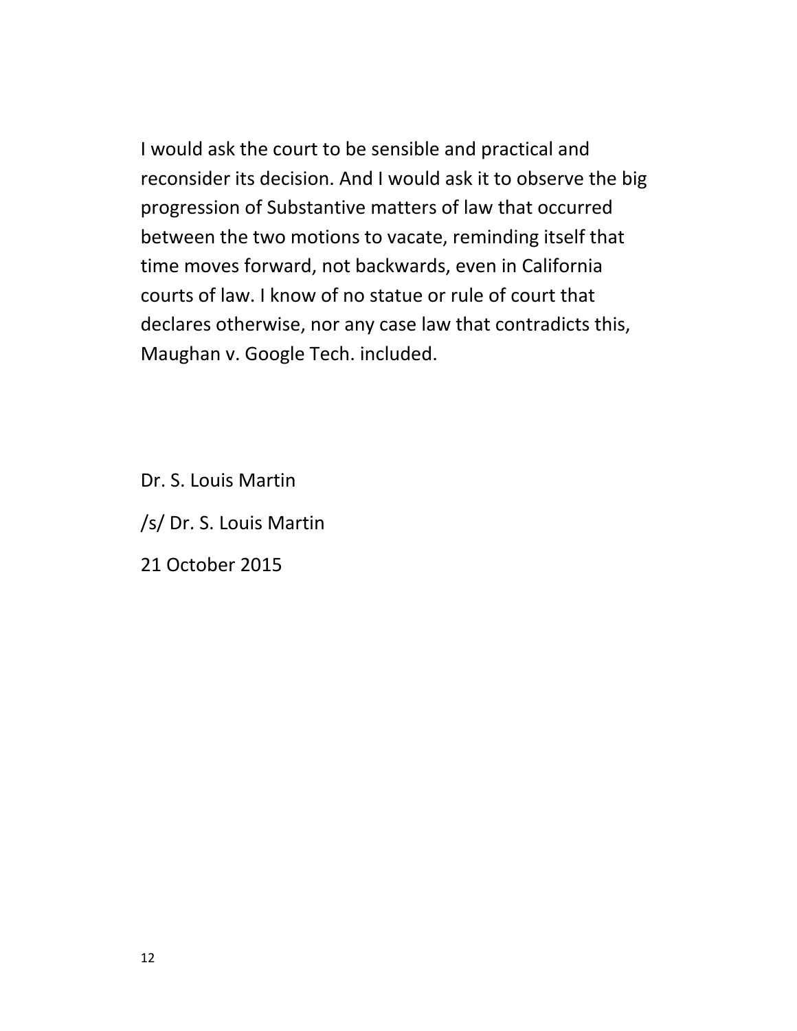I would ask the court to be sensible and practical and reconsider its decision. And I would ask it to observe the big progression of Substantive matters of law that occurred between the two motions to vacate, reminding itself that time moves forward, not backwards, even in California courts of law. I know of no statue or rule of court that declares otherwise, nor any case law that contradicts this, Maughan v. Google Tech. included.

Dr. S. Louis Martin

/s/ Dr. S. Louis Martin

21 October 2015